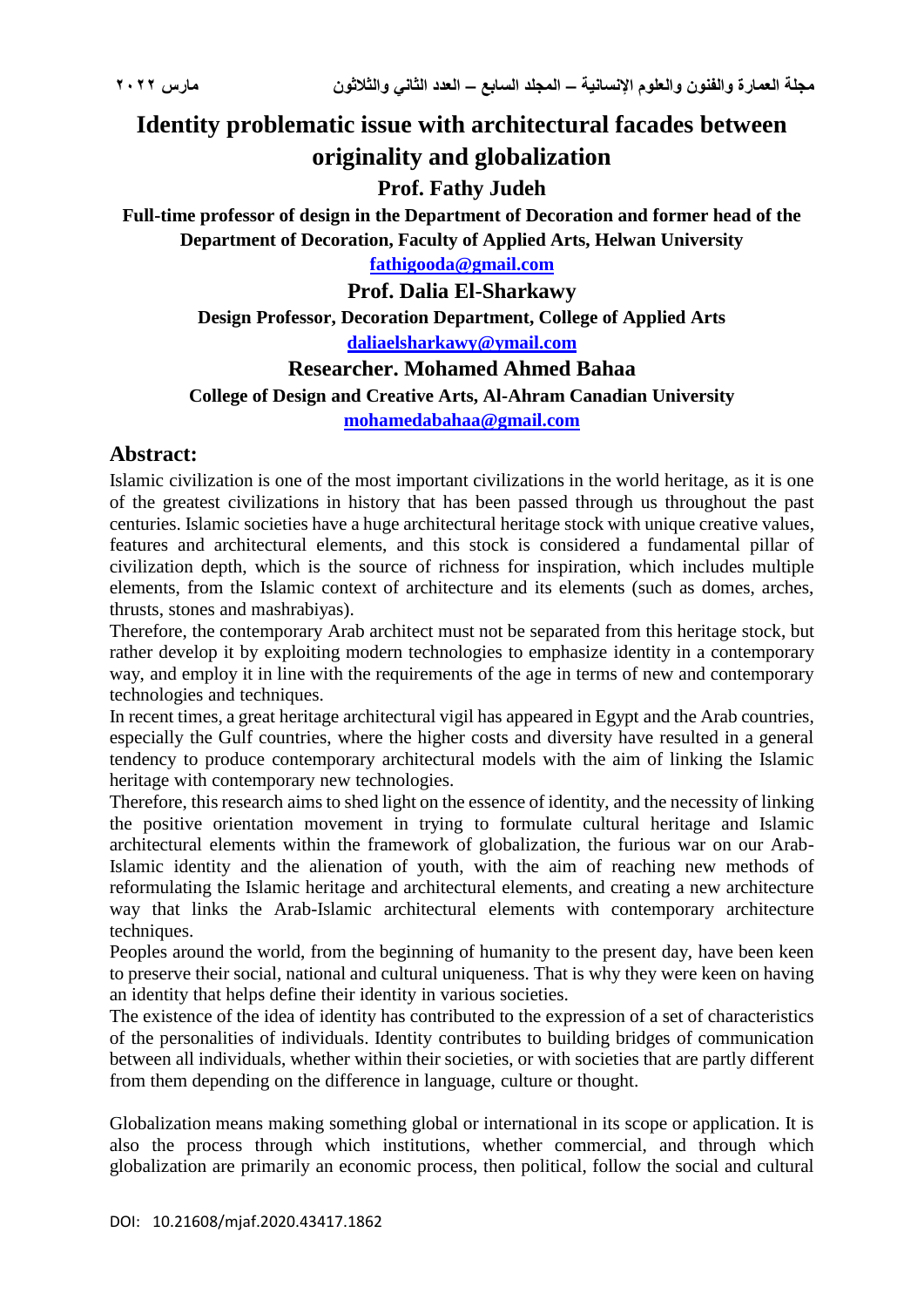# Identity problematic issue with architectural facades between originality and globalization

**Prof. Fathy Judeh**

**Full-time professor of design in the Department of Decoration and former head of the Department of Decoration, Faculty of Applied Arts, Helwan University**

**fathigooda@gmail.com**

**Prof. Dalia El-Sharkawy**

**Design Professor, Decoration Department, College of Applied Arts**

**daliaelsharkawy@ymail.com**

**Researcher. Mohamed Ahmed Bahaa**

**College of Design and Creative Arts, Al-Ahram Canadian University**

**mohamedabahaa@gmail.com**

## Abstract:

Islamic civilization is one of the most important civilizations in the world heritage, as it is one of the greatest civilizations in history that has been passed through us throughout the past centuries. Islamic societies have a huge architectural heritage stock with unique creative values, features and architectural elements, and this stock is considered a fundamental pillar of civilization depth, which is the source of richness for inspiration, which includes multiple elements, from the Islamic context of architecture and its elements (such as domes, arches, thrusts, stones and mashrabiyas).

Therefore, the contemporary Arab architect must not be separated from this heritage stock, but rather develop it by exploiting modern technologies to emphasize identity in a contemporary way, and employ it in line with the requirements of the age in terms of new and contemporary technologies and techniques.

In recent times, a great heritage architectural vigil has appeared in Egypt and the Arab countries, especially the Gulf countries, where the higher costs and diversity have resulted in a general tendency to produce contemporary architectural models with the aim of linking the Islamic heritage with contemporary new technologies.

Therefore, this research aims to shed light on the essence of identity, and the necessity of linking the positive orientation movement in trying to formulate cultural heritage and Islamic architectural elements within the framework of globalization, the furious war on our Arab-Islamic identity and the alienation of youth, with the aim of reaching new methods of reformulating the Islamic heritage and architectural elements, and creating a new architecture way that links the Arab-Islamic architectural elements with contemporary architecture techniques.

Peoples around the world, from the beginning of humanity to the present day, have been keen to preserve their social, national and cultural uniqueness. That is why they were keen on having an identity that helps define their identity in various societies.

The existence of the idea of identity has contributed to the expression of a set of characteristics of the personalities of individuals. Identity contributes to building bridges of communication between all individuals, whether within their societies, or with societies that are partly different from them depending on the difference in language, culture or thought.

Globalization means making something global or international in its scope or application. It is also the process through which institutions, whether commercial, and through which globalization are primarily an economic process, then political, follow the social and cultural

DOI: 10.21608/mjaf.2020.43417.1862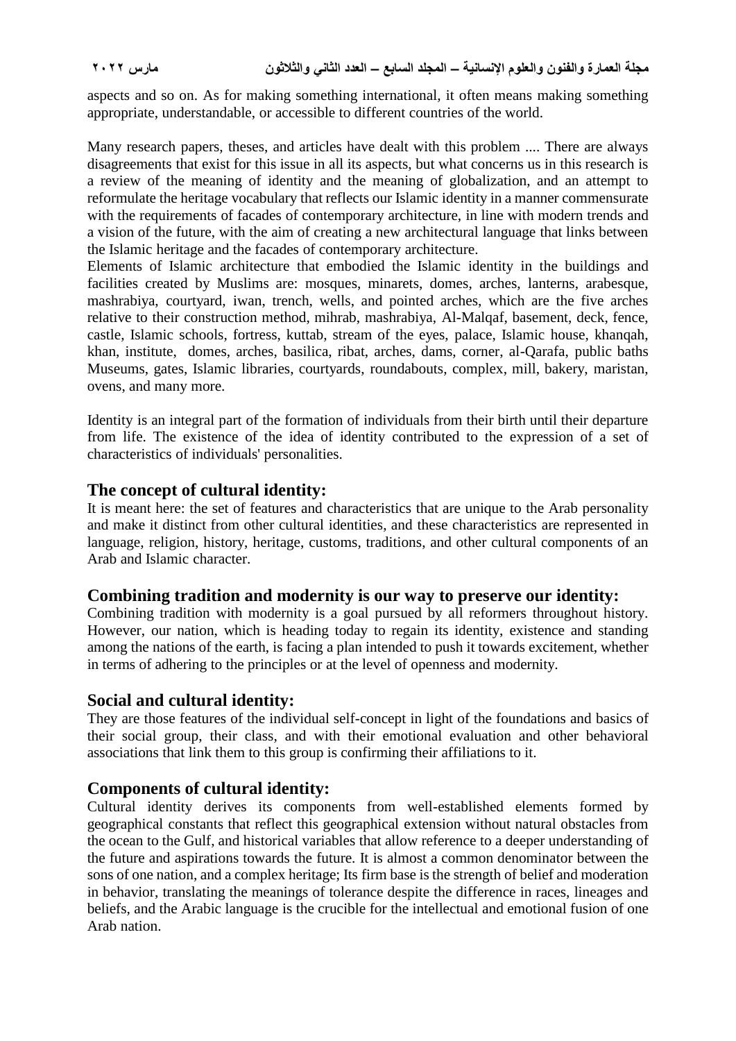aspects and so on. As for making something international, it often means making something appropriate, understandable, or accessible to different countries of the world.

Many research papers, theses, and articles have dealt with this problem .... There are always disagreements that exist for this issue in all its aspects, but what concerns us in this research is a review of the meaning of identity and the meaning of globalization, and an attempt to reformulate the heritage vocabulary that reflects our Islamic identity in a manner commensurate with the requirements of facades of contemporary architecture, in line with modern trends and a vision of the future, with the aim of creating a new architectural language that links between the Islamic heritage and the facades of contemporary architecture.
Elements of Islamic architecture that embodied the Islamic identity in the buildings and facilities created by Muslims are: mosques, minarets, domes, arches, lanterns, arabesque, mashrabiya, courtyard, iwan, trench, wells, and pointed arches, which are the five arches relative to their construction method, mihrab, mashrabiya, Al-Malqaf, basement, deck, fence, castle, Islamic schools, fortress, kuttab, stream of the eyes, palace, Islamic house, khanqah, khan, institute, domes, arches, basilica, ribat, arches, dams, corner, al-Qarafa, public baths Museums, gates, Islamic libraries, courtyards, roundabouts, complex, mill, bakery, maristan, ovens, and many more.

Identity is an integral part of the formation of individuals from their birth until their departure from life. The existence of the idea of identity contributed to the expression of a set of characteristics of individuals' personalities.

## The concept of cultural identity:

It is meant here: the set of features and characteristics that are unique to the Arab personality and make it distinct from other cultural identities, and these characteristics are represented in language, religion, history, heritage, customs, traditions, and other cultural components of an Arab and Islamic character.

## Combining tradition and modernity is our way to preserve our identity:

Combining tradition with modernity is a goal pursued by all reformers throughout history. However, our nation, which is heading today to regain its identity, existence and standing among the nations of the earth, is facing a plan intended to push it towards excitement, whether in terms of adhering to the principles or at the level of openness and modernity.

## Social and cultural identity:

They are those features of the individual self-concept in light of the foundations and basics of their social group, their class, and with their emotional evaluation and other behavioral associations that link them to this group is confirming their affiliations to it.

## Components of cultural identity:

Cultural identity derives its components from well-established elements formed by geographical constants that reflect this geographical extension without natural obstacles from the ocean to the Gulf, and historical variables that allow reference to a deeper understanding of the future and aspirations towards the future. It is almost a common denominator between the sons of one nation, and a complex heritage; Its firm base is the strength of belief and moderation in behavior, translating the meanings of tolerance despite the difference in races, lineages and beliefs, and the Arabic language is the crucible for the intellectual and emotional fusion of one Arab nation.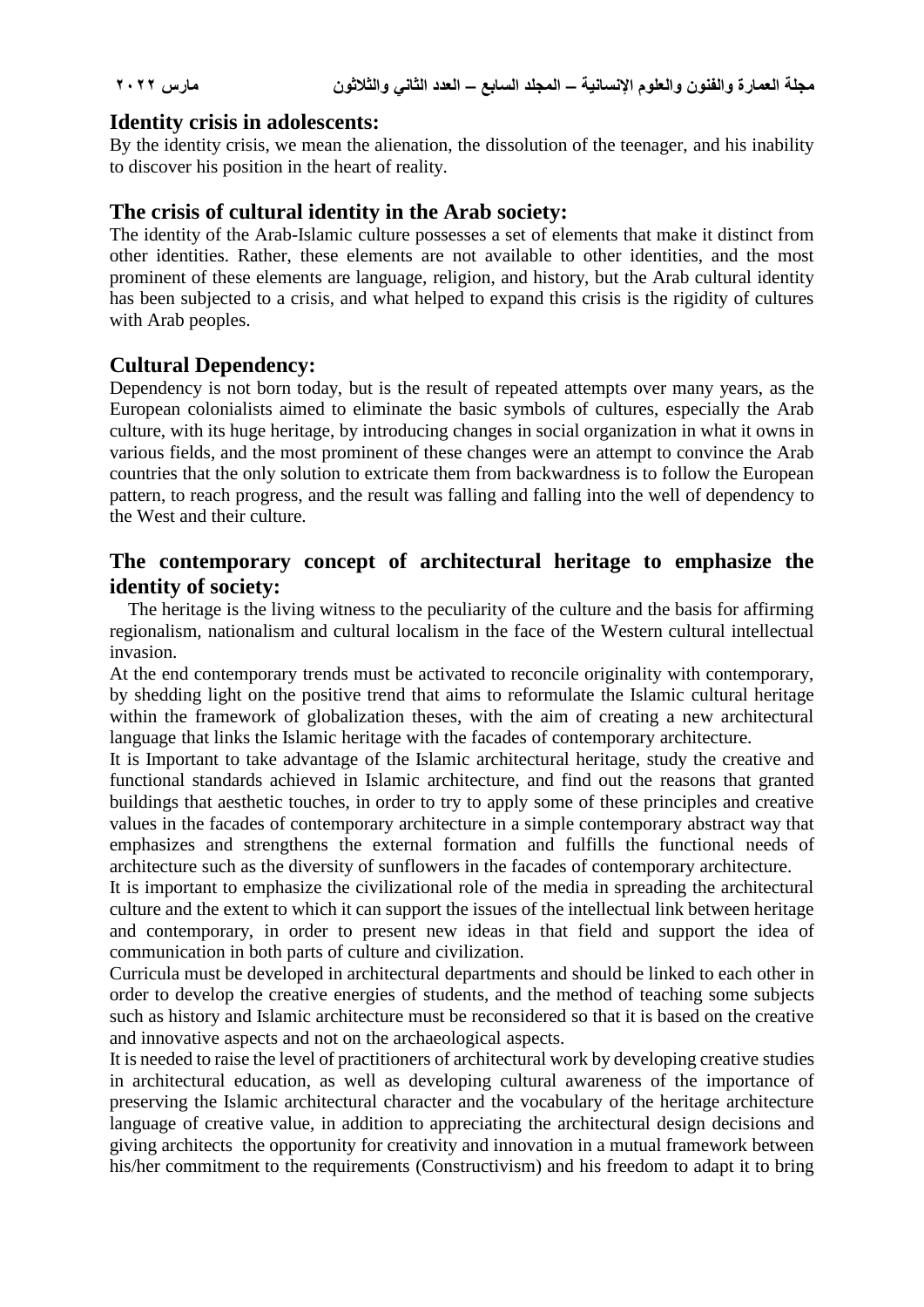## Identity crisis in adolescents:

By the identity crisis, we mean the alienation, the dissolution of the teenager, and his inability to discover his position in the heart of reality.

## The crisis of cultural identity in the Arab society:

The identity of the Arab-Islamic culture possesses a set of elements that make it distinct from other identities. Rather, these elements are not available to other identities, and the most prominent of these elements are language, religion, and history, but the Arab cultural identity has been subjected to a crisis, and what helped to expand this crisis is the rigidity of cultures with Arab peoples.

## Cultural Dependency:

Dependency is not born today, but is the result of repeated attempts over many years, as the European colonialists aimed to eliminate the basic symbols of cultures, especially the Arab culture, with its huge heritage, by introducing changes in social organization in what it owns in various fields, and the most prominent of these changes were an attempt to convince the Arab countries that the only solution to extricate them from backwardness is to follow the European pattern, to reach progress, and the result was falling and falling into the well of dependency to the West and their culture.

## The contemporary concept of architectural heritage to emphasize the identity of society:

The heritage is the living witness to the peculiarity of the culture and the basis for affirming regionalism, nationalism and cultural localism in the face of the Western cultural intellectual invasion.

At the end contemporary trends must be activated to reconcile originality with contemporary, by shedding light on the positive trend that aims to reformulate the Islamic cultural heritage within the framework of globalization theses, with the aim of creating a new architectural language that links the Islamic heritage with the facades of contemporary architecture.

It is Important to take advantage of the Islamic architectural heritage, study the creative and functional standards achieved in Islamic architecture, and find out the reasons that granted buildings that aesthetic touches, in order to try to apply some of these principles and creative values in the facades of contemporary architecture in a simple contemporary abstract way that emphasizes and strengthens the external formation and fulfills the functional needs of architecture such as the diversity of sunflowers in the facades of contemporary architecture.

It is important to emphasize the civilizational role of the media in spreading the architectural culture and the extent to which it can support the issues of the intellectual link between heritage and contemporary, in order to present new ideas in that field and support the idea of communication in both parts of culture and civilization.

Curricula must be developed in architectural departments and should be linked to each other in order to develop the creative energies of students, and the method of teaching some subjects such as history and Islamic architecture must be reconsidered so that it is based on the creative and innovative aspects and not on the archaeological aspects.

It is needed to raise the level of practitioners of architectural work by developing creative studies in architectural education, as well as developing cultural awareness of the importance of preserving the Islamic architectural character and the vocabulary of the heritage architecture language of creative value, in addition to appreciating the architectural design decisions and giving architects the opportunity for creativity and innovation in a mutual framework between his/her commitment to the requirements (Constructivism) and his freedom to adapt it to bring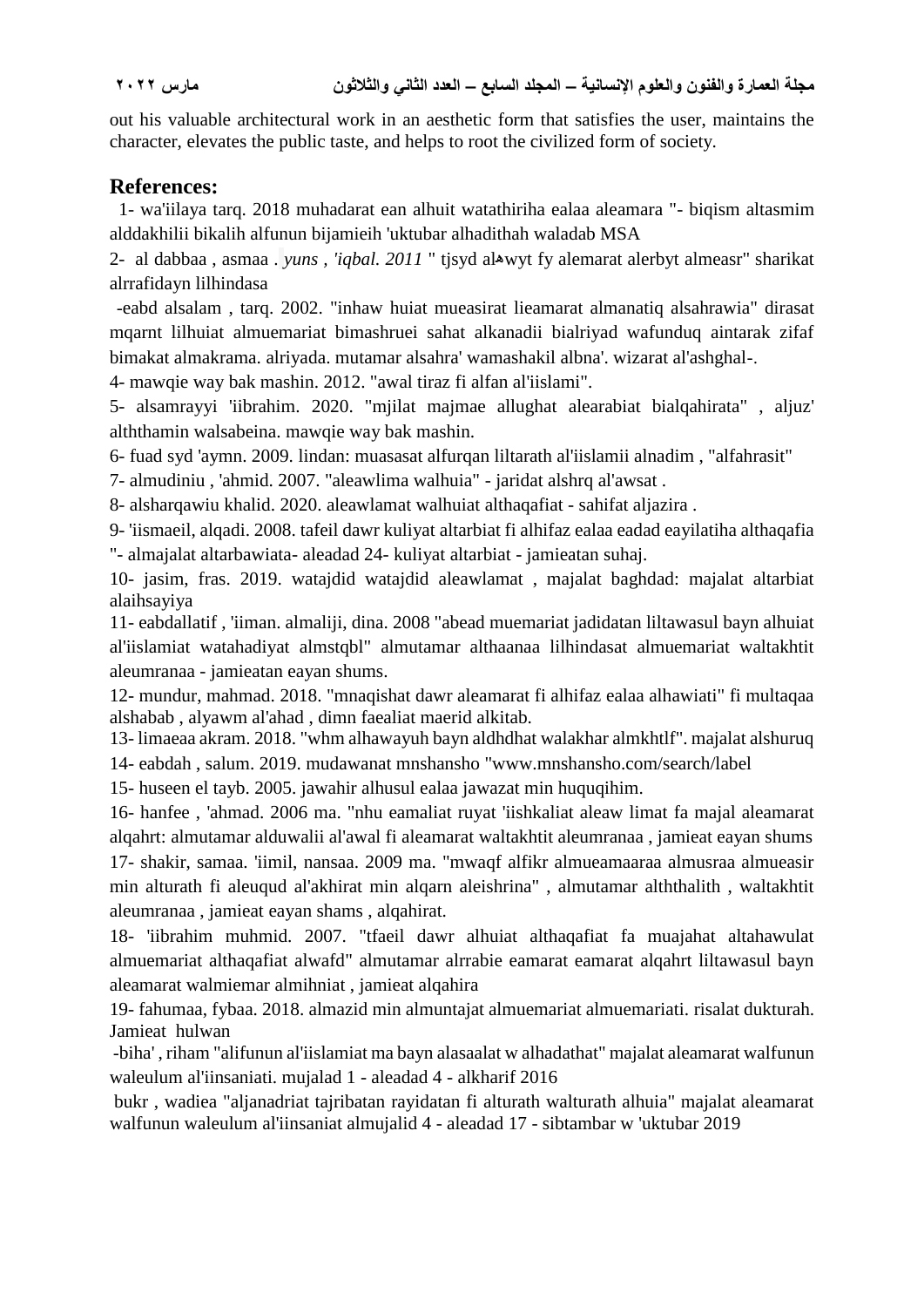out his valuable architectural work in an aesthetic form that satisfies the user, maintains the character, elevates the public taste, and helps to root the civilized form of society.

## References:

1- wa'iilaya tarq. 2018 muhadarat ean alhuit watathiriha ealaa aleamara "- biqism altasmim alddakhilii bikalih alfunun bijamieih 'uktubar alhadithah waladab MSA

2- al dabbaa , asmaa . *yuns , 'iqbal. 2011* " tjsyd alھwyt fy alemarat alerbyt almeasr" sharikat alrrafidayn lilhindasa

-eabd alsalam , tarq. 2002. "inhaw huiat mueasirat lieamarat almanatiq alsahrawia" dirasat mqarnt lilhuiat almuemariat bimashruei sahat alkanadii bialriyad wafunduq aintarak zifaf bimakat almakrama. alriyada. mutamar alsahra' wamashakil albna'. wizarat al'ashghal-.

4- mawqie way bak mashin. 2012. "awal tiraz fi alfan al'iislami".

5- alsamrayyi 'iibrahim. 2020. "mjilat majmae allughat alearabiat bialqahirata" , aljuz' alththamin walsabeina. mawqie way bak mashin.

6- fuad syd 'aymn. 2009. lindan: muasasat alfurqan liltarath al'iislamii alnadim , "alfahrasit"

7- almudiniu , 'ahmid. 2007. "aleawlima walhuia" - jaridat alshrq al'awsat .

8- alsharqawiu khalid. 2020. aleawlamat walhuiat althaqafiat - sahifat aljazira .

9- 'iismaeil, alqadi. 2008. tafeil dawr kuliyat altarbiat fi alhifaz ealaa eadad eayilatiha althaqafia "- almajalat altarbawiata- aleadad 24- kuliyat altarbiat - jamieatan suhaj.

10- jasim, fras. 2019. watajdid watajdid aleawlamat , majalat baghdad: majalat altarbiat alaihsayiya

11- eabdallatif , 'iiman. almaliji, dina. 2008 "abead muemariat jadidatan liltawasul bayn alhuiat al'iislamiat watahadiyat almstqbl" almutamar althaanaa lilhindasat almuemariat waltakhtit aleumranaa - jamieatan eayan shums.

12- mundur, mahmad. 2018. "mnaqishat dawr aleamarat fi alhifaz ealaa alhawiati" fi multaqaa alshabab , alyawm al'ahad , dimn faealiat maerid alkitab.

13- limaeaa akram. 2018. "whm alhawayuh bayn aldhdhat walakhar almkhtlf". majalat alshuruq

14- eabdah , salum. 2019. mudawanat mnshansho "www.mnshansho.com/search/label

15- huseen el tayb. 2005. jawahir alhusul ealaa jawazat min huquqihim.

16- hanfee , 'ahmad. 2006 ma. "nhu eamaliat ruyat 'iishkaliat aleaw limat fa majal aleamarat alqahrt: almutamar alduwalii al'awal fi aleamarat waltakhtit aleumranaa , jamieat eayan shums

17- shakir, samaa. 'iimil, nansaa. 2009 ma. "mwaqf alfikr almueamaaraa almusraa almueasir min alturath fi aleuqud al'akhirat min alqarn aleishrina" , almutamar alththalith , waltakhtit aleumranaa , jamieat eayan shams , alqahirat.

18- 'iibrahim muhmid. 2007. "tfaeil dawr alhuiat althaqafiat fa muajahat altahawulat almuemariat althaqafiat alwafd" almutamar alrrabie eamarat eamarat alqahrt liltawasul bayn aleamarat walmiemar almihniat , jamieat alqahira

19- fahumaa, fybaa. 2018. almazid min almuntajat almuemariat almuemariati. risalat dukturah. Jamieat hulwan

-biha' , riham "alifunun al'iislamiat ma bayn alasaalat w alhadathat" majalat aleamarat walfunun waleulum al'iinsaniati. mujalad 1 - aleadad 4 - alkharif 2016

bukr , wadiea "aljanadriat tajribatan rayidatan fi alturath walturath alhuia" majalat aleamarat walfunun waleulum al'iinsaniat almujalid 4 - aleadad 17 - sibtambar w 'uktubar 2019